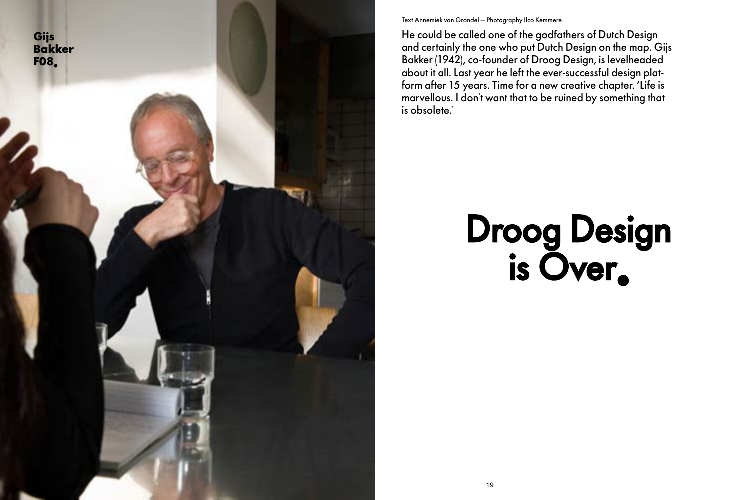**Gijs Bakker F08.**

Text Annemiek van Grondel — Photography Ilco Kemmere

He could be called one of the godfathers of Dutch Design and certainly the one who put Dutch Design on the map. Gijs Bakker (1942), co-founder of Droog Design, is levelheaded about it all. Last year he left the ever-successful design platform after 15 years. Time for a new creative chapter. 'Life is marvellous. I don't want that to be ruined by something that is obsolete.'

# Droog Design is Over.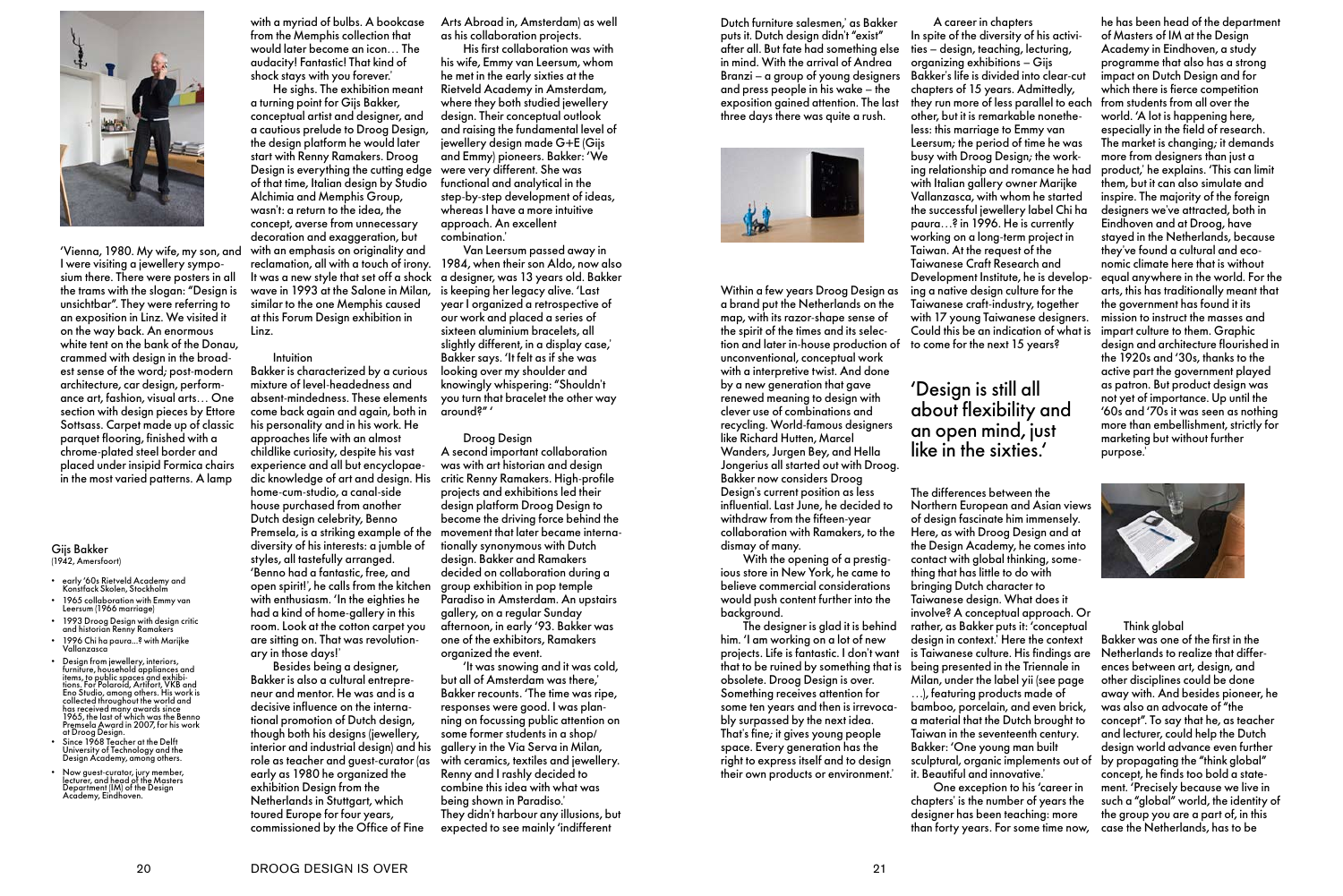'Vienna, 1980. My wife, my son, and I were visiting a jewellery symposium there. There were posters in all the trams with the slogan: "Design is unsichtbar". They were referring to an exposition in Linz. We visited it on the way back. An enormous white tent on the bank of the Donau, crammed with design in the broadest sense of the word; post-modern architecture, car design, performance art, fashion, visual arts… One section with design pieces by Ettore Sottsass. Carpet made up of classic parquet flooring, finished with a chrome-plated steel border and placed under insipid Formica chairs in the most varied patterns. A lamp with a myriad of bulbs. A bookcase from the Memphis collection that would later become an icon… The audacity! Fantastic! That kind of shock stays with you forever.'

He sighs. The exhibition meant a turning point for Gijs Bakker, conceptual artist and designer, and a cautious prelude to Droog Design, the design platform he would later start with Renny Ramakers. Droog Design is everything the cutting edge of that time, Italian design by Studio Alchimia and Memphis Group, wasn't: a return to the idea, the concept, averse from unnecessary decoration and exaggeration, but with an emphasis on originality and reclamation, all with a touch of irony. It was a new style that set off a shock wave in 1993 at the Salone in Milan, similar to the one Memphis caused at this Forum Design exhibition in Linz.

### Gijs Bakker

(1942, Amersfoort)

- early '60s Rietveld Academy and Konstfack Skolen, Stockholm
- 1965 collaboration with Emmy van Leersum (1966 marriage)
- 1993 Droog Design with design critic and historian Renny Ramakers
- 1996 Chi ha paura…? with Marijke Vallanzasca
- Design from jewellery, interiors, furniture, household appliances and items, to public spaces and exhibitions. For Polaroid, Artifort, VKB and Eno Studio, among others. His work is collected throughout the world and has received many awards since 1965, the last of which was the Benno Premsela Award in 2007, for his work at Droog Design.
- Since 1968 Teacher at the Delft University of Technology and the Design Academy, among others.
- Now guest-curator, jury member, lecturer, and head of the Masters Department (IM) of the Design Academy, Eindhoven.

### Intuition

Bakker is characterized by a curious mixture of level-headedness and absent-mindedness. These elements come back again and again, both in his personality and in his work. He approaches life with an almost childlike curiosity, despite his vast experience and all but encyclopaedic knowledge of art and design. His home-cum-studio, a canal-side house purchased from another Dutch design celebrity, Benno Premsela, is a striking example of the diversity of his interests: a jumble of styles, all tastefully arranged. 'Benno had a fantastic, free, and open spirit!', he calls from the kitchen with enthusiasm. 'In the eighties he had a kind of home-gallery in this room. Look at the cotton carpet you are sitting on. That was revolutionary in those days!'

Besides being a designer, Bakker is also a cultural entrepreneur and mentor. He was and is a decisive influence on the international promotion of Dutch design, though both his designs (jewellery, interior and industrial design) and his role as teacher and guest-curator (as early as 1980 he organized the exhibition Design from the Netherlands in Stuttgart, which toured Europe for four years, commissioned by the Office of Fine Arts Abroad in, Amsterdam) as well as his collaboration projects.

His first collaboration was with his wife, Emmy van Leersum, whom he met in the early sixties at the Rietveld Academy in Amsterdam, where they both studied jewellery design. Their conceptual outlook and raising the fundamental level of jewellery design made G+E (Gijs and Emmy) pioneers. Bakker: 'We were very different. She was functional and analytical in the step-by-step development of ideas, whereas I have a more intuitive approach. An excellent combination.'

Van Leersum passed away in 1984, when their son Aldo, now also a designer, was 13 years old. Bakker is keeping her legacy alive. 'Last year I organized a retrospective of our work and placed a series of sixteen aluminium bracelets, all slightly different, in a display case,' Bakker says. 'It felt as if she was looking over my shoulder and knowingly whispering: "Shouldn't you turn that bracelet the other way around?" '

### Droog Design

A second important collaboration was with art historian and design critic Renny Ramakers. High-profile projects and exhibitions led their design platform Droog Design to become the driving force behind the movement that later became internationally synonymous with Dutch design. Bakker and Ramakers decided on collaboration during a group exhibition in pop temple Paradiso in Amsterdam. An upstairs gallery, on a regular Sunday afternoon, in early '93. Bakker was one of the exhibitors, Ramakers organized the event.

'It was snowing and it was cold, but all of Amsterdam was there,' Bakker recounts. 'The time was ripe, responses were good. I was planning on focussing public attention on some former students in a shop/gallery in the Via Serva in Milan, with ceramics, textiles and jewellery. Renny and I rashly decided to combine this idea with what was being shown in Paradiso.' They didn't harbour any illusions, but expected to see mainly 'indifferent Dutch furniture salesmen,' as Bakker puts it. Dutch design didn't "exist" after all. But fate had something else in mind. With the arrival of Andrea Branzi – a group of young designers and press people in his wake – the exposition gained attention. The last three days there was quite a rush.

Within a few years Droog Design as a brand put the Netherlands on the map, with its razor-shape sense of the spirit of the times and its selection and later in-house production of unconventional, conceptual work with a interpretive twist. And done by a new generation that gave renewed meaning to design with clever use of combinations and recycling. World-famous designers like Richard Hutten, Marcel Wanders, Jurgen Bey, and Hella Jongerius all started out with Droog. Bakker now considers Droog Design's current position as less influential. Last June, he decided to withdraw from the fifteen-year collaboration with Ramakers, to the dismay of many.

With the opening of a prestigious store in New York, he came to believe commercial considerations would push content further into the background.

The designer is glad it is behind him. 'I am working on a lot of new projects. Life is fantastic. I don't want that to be ruined by something that is obsolete. Droog Design is over. Something receives attention for some ten years and then is irrevocably surpassed by the next idea. That's fine; it gives young people space. Every generation has the right to express itself and to design their own products or environment.'

### A career in chapters

In spite of the diversity of his activities – design, teaching, lecturing, organizing exhibitions – Gijs Bakker's life is divided into clear-cut chapters of 15 years. Admittedly, they run more of less parallel to each other, but it is remarkable nonetheless: this marriage to Emmy van Leersum; the period of time he was busy with Droog Design; the working relationship and romance he had with Italian gallery owner Marijke Vallanzasca, with whom he started the successful jewellery label Chi ha paura…? in 1996. He is currently working on a long-term project in Taiwan. At the request of the Taiwanese Craft Research and Development Institute, he is developing a native design culture for the Taiwanese craft-industry, together with 17 young Taiwanese designers. Could this be an indication of what is to come for the next 15 years?

> 'Design is still all about flexibility and an open mind, just like in the sixties.'

The differences between the Northern European and Asian views of design fascinate him immensely. Here, as with Droog Design and at the Design Academy, he comes into contact with global thinking, something that has little to do with bringing Dutch character to Taiwanese design. What does it involve? A conceptual approach. Or rather, as Bakker puts it: 'conceptual design in context.' Here the context is Taiwanese culture. His findings are being presented in the Triennale in Milan, under the label yii (see page …), featuring products made of bamboo, porcelain, and even brick, a material that the Dutch brought to Taiwan in the seventeenth century. Bakker: 'One young man built sculptural, organic implements out of it. Beautiful and innovative.'

One exception to his 'career in chapters' is the number of years the designer has been teaching: more than forty years. For some time now, he has been head of the department of Masters of IM at the Design Academy in Eindhoven, a study programme that also has a strong impact on Dutch Design and for which there is fierce competition from students from all over the world. 'A lot is happening here, especially in the field of research. The market is changing; it demands more from designers than just a product,' he explains. 'This can limit them, but it can also simulate and inspire. The majority of the foreign designers we've attracted, both in Eindhoven and at Droog, have stayed in the Netherlands, because they've found a cultural and economic climate here that is without equal anywhere in the world. For the arts, this has traditionally meant that the government has found it its mission to instruct the masses and impart culture to them. Graphic design and architecture flourished in the 1920s and '30s, thanks to the active part the government played as patron. But product design was not yet of importance. Up until the '60s and '70s it was seen as nothing more than embellishment, strictly for marketing but without further purpose.'

### Think global

Bakker was one of the first in the Netherlands to realize that differences between art, design, and other disciplines could be done away with. And besides pioneer, he was also an advocate of "the concept". To say that he, as teacher and lecturer, could help the Dutch design world advance even further by propagating the "think global" concept, he finds too bold a statement. 'Precisely because we live in such a "global" world, the identity of the group you are a part of, in this case the Netherlands, has to be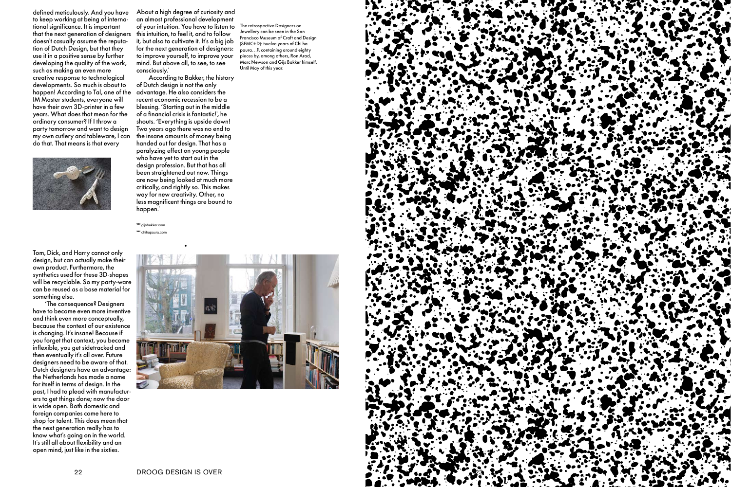defined meticulously. And you have to keep working at being of international significance. It is important that the next generation of designers doesn't casually assume the reputation of Dutch Design, but that they use it in a positive sense by further developing the quality of the work, such as making an even more creative response to technological developments. So much is about to happen! According to Tal, one of the IM Master students, everyone will have their own 3D-printer in a few years. What does that mean for the ordinary consumer? If I throw a party tomorrow and want to design my own cutlery and tableware, I can do that. That means is that every Tom, Dick, and Harry cannot only design, but can actually make their own product. Furthermore, the synthetics used for these 3D-shapes will be recyclable. So my party-ware can be reused as a base material for something else.

'The consequence? Designers have to become even more inventive and think even more conceptually, because the context of our existence is changing. It's insane! Because if you forget that context, you become inflexible, you get sidetracked and then eventually it's all over. Future designers need to be aware of that. Dutch designers have an advantage: the Netherlands has made a name for itself in terms of design. In the past, I had to plead with manufacturers to get things done; now the door is wide open. Both domestic and foreign companies come here to shop for talent. This does mean that the next generation really has to know what's going on in the world. It's still all about flexibility and an open mind, just like in the sixties.

About a high degree of curiosity and an almost professional development of your intuition. You have to listen to this intuition, to feel it, and to follow it, but also to cultivate it. It's a big job for the next generation of designers: to improve yourself, to improve your mind. But above all, to see, to see consciously.'

According to Bakker, the history of Dutch design is not the only advantage. He also considers the recent economic recession to be a blessing. 'Starting out in the middle of a financial crisis is fantastic!', he shouts. 'Everything is upside down! Two years ago there was no end to the insane amounts of money being handed out for design. That has a paralyzing effect on young people who have yet to start out in the design profession. But that has all been straightened out now. Things are now being looked at much more critically, and rightly so. This makes way for new creativity. Other, no less magnificent things are bound to happen.'

www gijsbakker.com
www chihapaura.com

The retrospective Designers on Jewellery can be seen in the San Francisco Museum of Craft and Design (SFMC+D): twelve years of Chi ha paura…?, containing around eighty pieces by, among others, Ron Arad, Marc Newson and Gijs Bakker himself. Until May of this year.